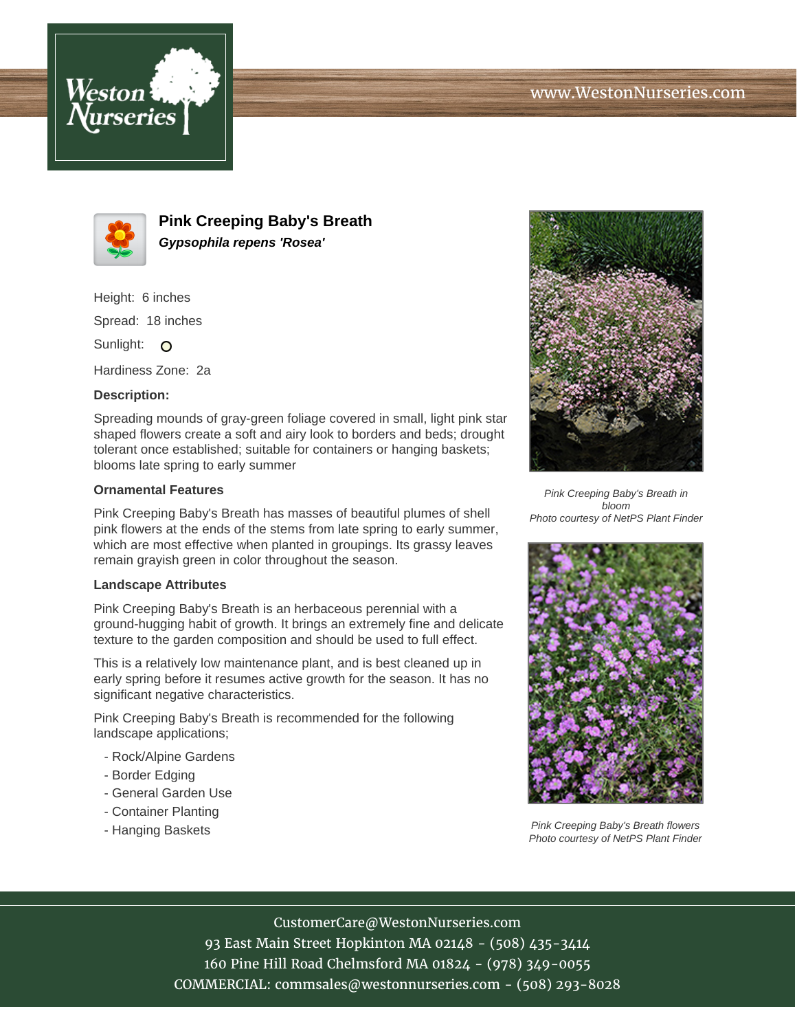# Pink Creeping Baby's Breath

***Gypsophila repens 'Rosea'***

Height: 6 inches

Spread: 18 inches

Sunlight: O

Hardiness Zone: 2a

**Description:**

Spreading mounds of gray-green foliage covered in small, light pink star shaped flowers create a soft and airy look to borders and beds; drought tolerant once established; suitable for containers or hanging baskets; blooms late spring to early summer

### Ornamental Features

Pink Creeping Baby's Breath has masses of beautiful plumes of shell pink flowers at the ends of the stems from late spring to early summer, which are most effective when planted in groupings. Its grassy leaves remain grayish green in color throughout the season.

### Landscape Attributes

Pink Creeping Baby's Breath is an herbaceous perennial with a ground-hugging habit of growth. It brings an extremely fine and delicate texture to the garden composition and should be used to full effect.

This is a relatively low maintenance plant, and is best cleaned up in early spring before it resumes active growth for the season. It has no significant negative characteristics.

Pink Creeping Baby's Breath is recommended for the following landscape applications;

- Rock/Alpine Gardens
- Border Edging
- General Garden Use
- Container Planting
- Hanging Baskets

*Pink Creeping Baby's Breath in bloom*
*Photo courtesy of NetPS Plant Finder*

*Pink Creeping Baby's Breath flowers*
*Photo courtesy of NetPS Plant Finder*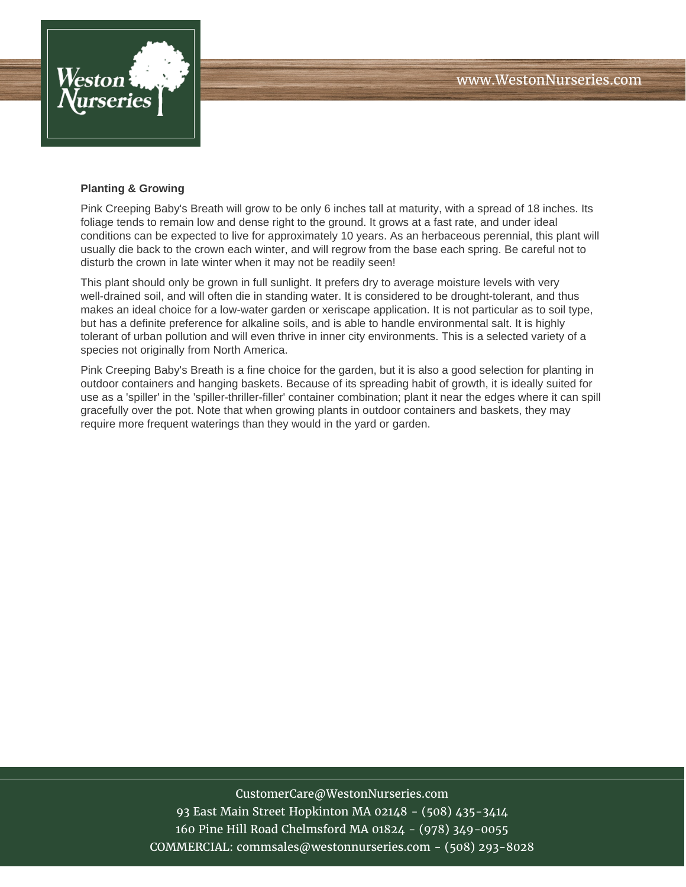**Planting & Growing**

Pink Creeping Baby's Breath will grow to be only 6 inches tall at maturity, with a spread of 18 inches. Its foliage tends to remain low and dense right to the ground. It grows at a fast rate, and under ideal conditions can be expected to live for approximately 10 years. As an herbaceous perennial, this plant will usually die back to the crown each winter, and will regrow from the base each spring. Be careful not to disturb the crown in late winter when it may not be readily seen!

This plant should only be grown in full sunlight. It prefers dry to average moisture levels with very well-drained soil, and will often die in standing water. It is considered to be drought-tolerant, and thus makes an ideal choice for a low-water garden or xeriscape application. It is not particular as to soil type, but has a definite preference for alkaline soils, and is able to handle environmental salt. It is highly tolerant of urban pollution and will even thrive in inner city environments. This is a selected variety of a species not originally from North America.

Pink Creeping Baby's Breath is a fine choice for the garden, but it is also a good selection for planting in outdoor containers and hanging baskets. Because of its spreading habit of growth, it is ideally suited for use as a 'spiller' in the 'spiller-thriller-filler' container combination; plant it near the edges where it can spill gracefully over the pot. Note that when growing plants in outdoor containers and baskets, they may require more frequent waterings than they would in the yard or garden.